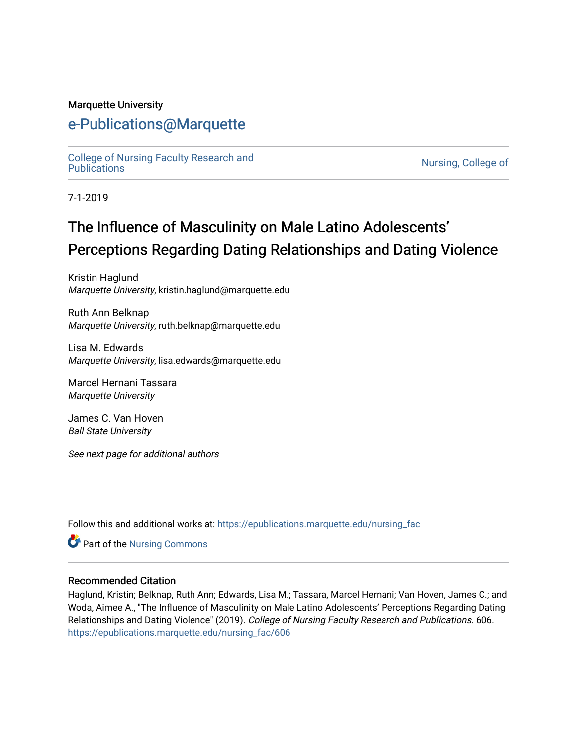Marquette University

# e-Publications@Marquette

College of Nursing Faculty Research and Publications | Nursing, College of

7-1-2019

# The Influence of Masculinity on Male Latino Adolescents' Perceptions Regarding Dating Relationships and Dating Violence

Kristin Haglund
*Marquette University*, kristin.haglund@marquette.edu

Ruth Ann Belknap
*Marquette University*, ruth.belknap@marquette.edu

Lisa M. Edwards
*Marquette University*, lisa.edwards@marquette.edu

Marcel Hernani Tassara
*Marquette University*

James C. Van Hoven
*Ball State University*

*See next page for additional authors*

Follow this and additional works at: https://epublications.marquette.edu/nursing_fac

Part of the Nursing Commons

## Recommended Citation

Haglund, Kristin; Belknap, Ruth Ann; Edwards, Lisa M.; Tassara, Marcel Hernani; Van Hoven, James C.; and Woda, Aimee A., "The Influence of Masculinity on Male Latino Adolescents' Perceptions Regarding Dating Relationships and Dating Violence" (2019). *College of Nursing Faculty Research and Publications*. 606.
https://epublications.marquette.edu/nursing_fac/606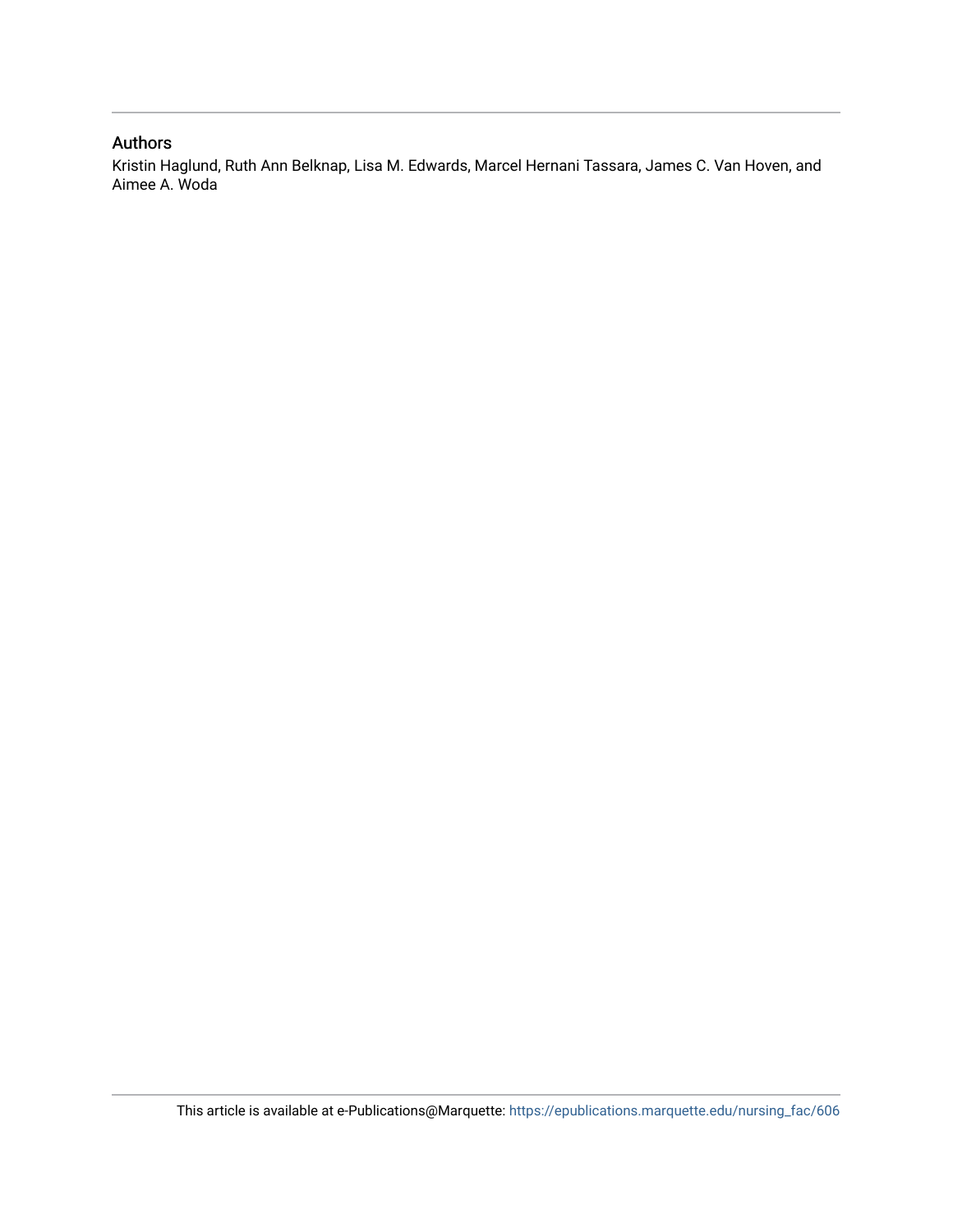## Authors

Kristin Haglund, Ruth Ann Belknap, Lisa M. Edwards, Marcel Hernani Tassara, James C. Van Hoven, and Aimee A. Woda

This article is available at e-Publications@Marquette: https://epublications.marquette.edu/nursing_fac/606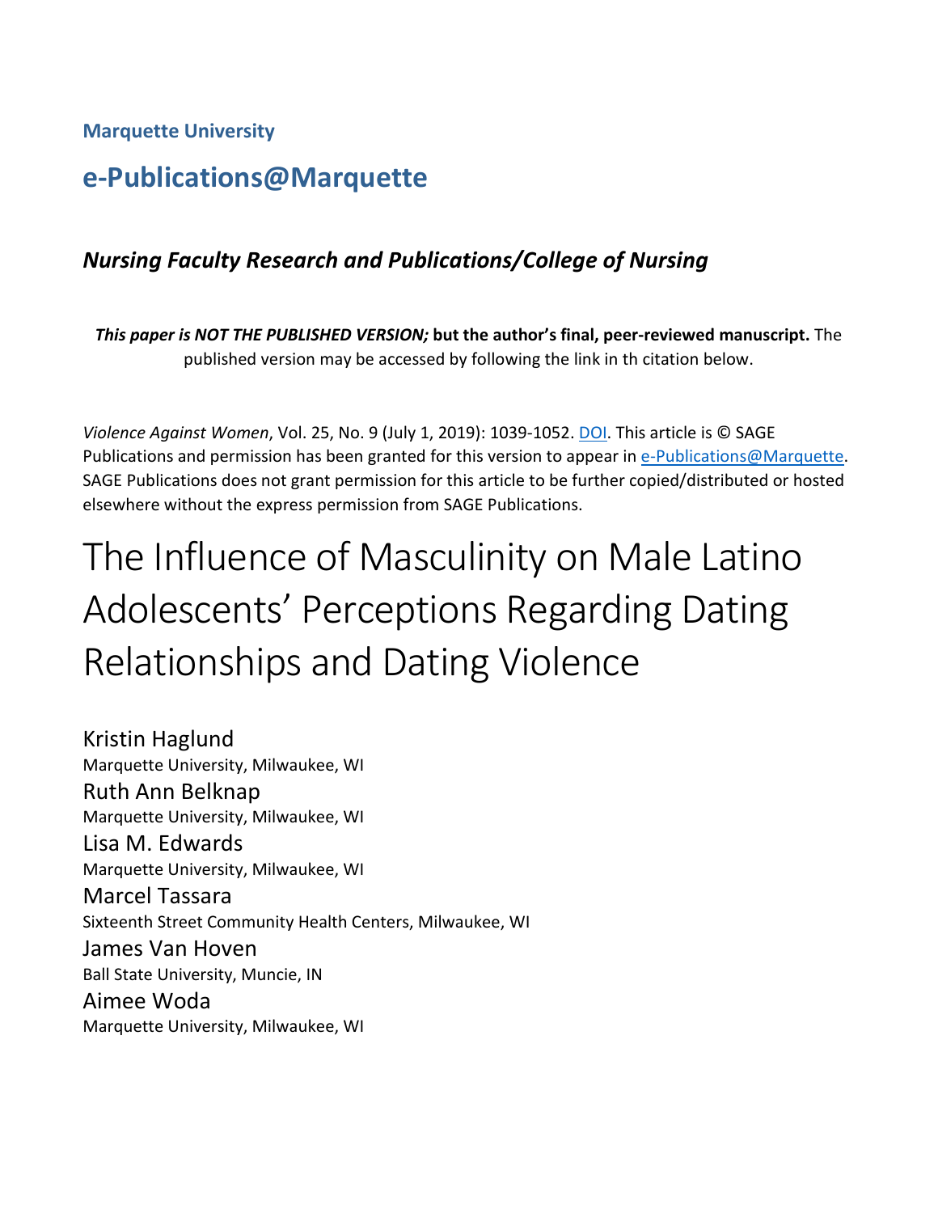**Marquette University**

## e-Publications@Marquette

### *Nursing Faculty Research and Publications/College of Nursing*

***This paper is NOT THE PUBLISHED VERSION;* but the author's final, peer-reviewed manuscript.** The published version may be accessed by following the link in th citation below.

*Violence Against Women*, Vol. 25, No. 9 (July 1, 2019): 1039-1052. DOI. This article is © SAGE Publications and permission has been granted for this version to appear in e-Publications@Marquette. SAGE Publications does not grant permission for this article to be further copied/distributed or hosted elsewhere without the express permission from SAGE Publications.

# The Influence of Masculinity on Male Latino Adolescents' Perceptions Regarding Dating Relationships and Dating Violence

Kristin Haglund
Marquette University, Milwaukee, WI

Ruth Ann Belknap
Marquette University, Milwaukee, WI

Lisa M. Edwards
Marquette University, Milwaukee, WI

Marcel Tassara
Sixteenth Street Community Health Centers, Milwaukee, WI

James Van Hoven
Ball State University, Muncie, IN

Aimee Woda
Marquette University, Milwaukee, WI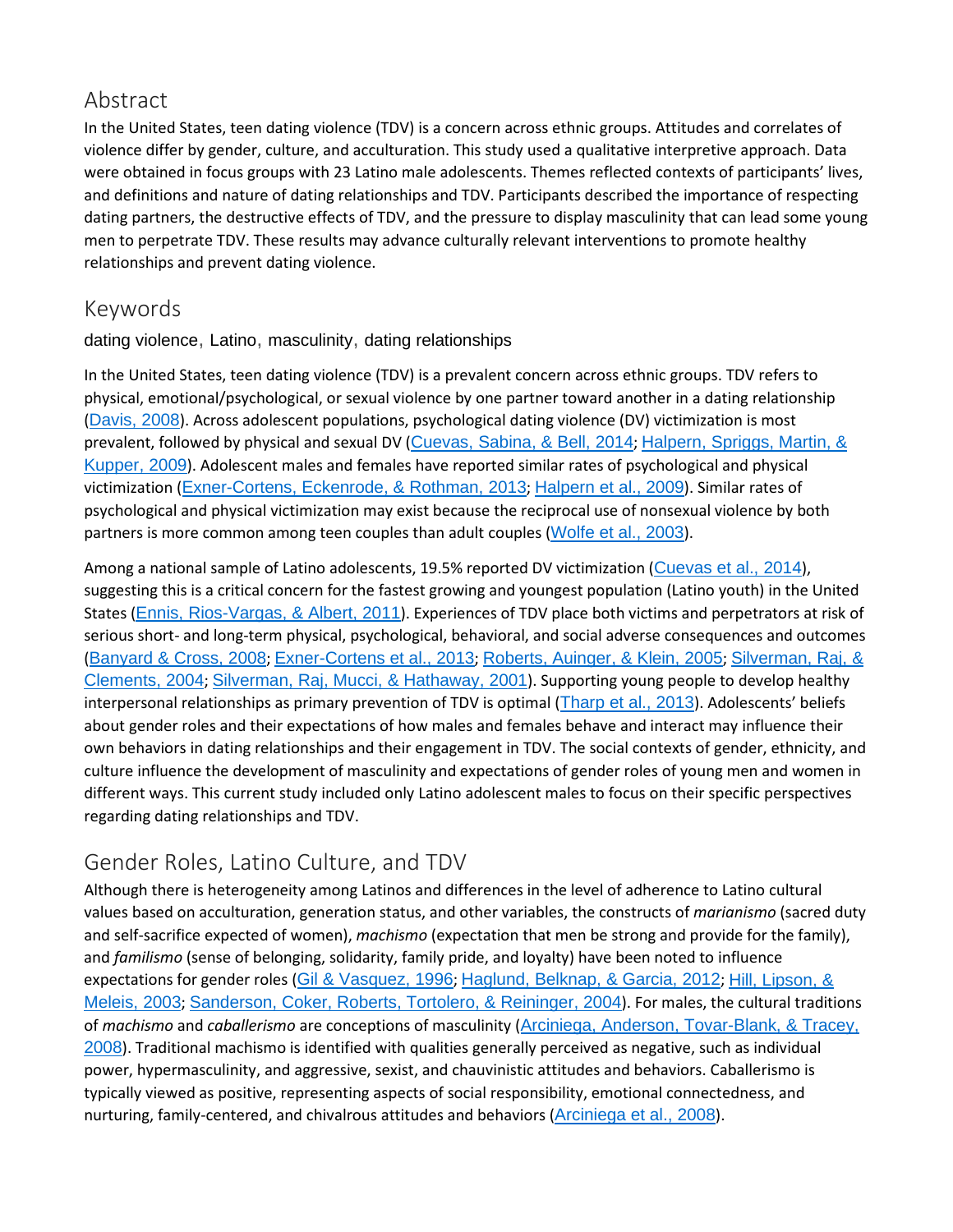## Abstract

In the United States, teen dating violence (TDV) is a concern across ethnic groups. Attitudes and correlates of violence differ by gender, culture, and acculturation. This study used a qualitative interpretive approach. Data were obtained in focus groups with 23 Latino male adolescents. Themes reflected contexts of participants' lives, and definitions and nature of dating relationships and TDV. Participants described the importance of respecting dating partners, the destructive effects of TDV, and the pressure to display masculinity that can lead some young men to perpetrate TDV. These results may advance culturally relevant interventions to promote healthy relationships and prevent dating violence.

## Keywords

dating violence, Latino, masculinity, dating relationships

In the United States, teen dating violence (TDV) is a prevalent concern across ethnic groups. TDV refers to physical, emotional/psychological, or sexual violence by one partner toward another in a dating relationship (Davis, 2008). Across adolescent populations, psychological dating violence (DV) victimization is most prevalent, followed by physical and sexual DV (Cuevas, Sabina, & Bell, 2014; Halpern, Spriggs, Martin, & Kupper, 2009). Adolescent males and females have reported similar rates of psychological and physical victimization (Exner-Cortens, Eckenrode, & Rothman, 2013; Halpern et al., 2009). Similar rates of psychological and physical victimization may exist because the reciprocal use of nonsexual violence by both partners is more common among teen couples than adult couples (Wolfe et al., 2003).

Among a national sample of Latino adolescents, 19.5% reported DV victimization (Cuevas et al., 2014), suggesting this is a critical concern for the fastest growing and youngest population (Latino youth) in the United States (Ennis, Rios-Vargas, & Albert, 2011). Experiences of TDV place both victims and perpetrators at risk of serious short- and long-term physical, psychological, behavioral, and social adverse consequences and outcomes (Banyard & Cross, 2008; Exner-Cortens et al., 2013; Roberts, Auinger, & Klein, 2005; Silverman, Raj, & Clements, 2004; Silverman, Raj, Mucci, & Hathaway, 2001). Supporting young people to develop healthy interpersonal relationships as primary prevention of TDV is optimal (Tharp et al., 2013). Adolescents' beliefs about gender roles and their expectations of how males and females behave and interact may influence their own behaviors in dating relationships and their engagement in TDV. The social contexts of gender, ethnicity, and culture influence the development of masculinity and expectations of gender roles of young men and women in different ways. This current study included only Latino adolescent males to focus on their specific perspectives regarding dating relationships and TDV.

## Gender Roles, Latino Culture, and TDV

Although there is heterogeneity among Latinos and differences in the level of adherence to Latino cultural values based on acculturation, generation status, and other variables, the constructs of *marianismo* (sacred duty and self-sacrifice expected of women), *machismo* (expectation that men be strong and provide for the family), and *familismo* (sense of belonging, solidarity, family pride, and loyalty) have been noted to influence expectations for gender roles (Gil & Vasquez, 1996; Haglund, Belknap, & Garcia, 2012; Hill, Lipson, & Meleis, 2003; Sanderson, Coker, Roberts, Tortolero, & Reininger, 2004). For males, the cultural traditions of *machismo* and *caballerismo* are conceptions of masculinity (Arciniega, Anderson, Tovar-Blank, & Tracey, 2008). Traditional machismo is identified with qualities generally perceived as negative, such as individual power, hypermasculinity, and aggressive, sexist, and chauvinistic attitudes and behaviors. Caballerismo is typically viewed as positive, representing aspects of social responsibility, emotional connectedness, and nurturing, family-centered, and chivalrous attitudes and behaviors (Arciniega et al., 2008).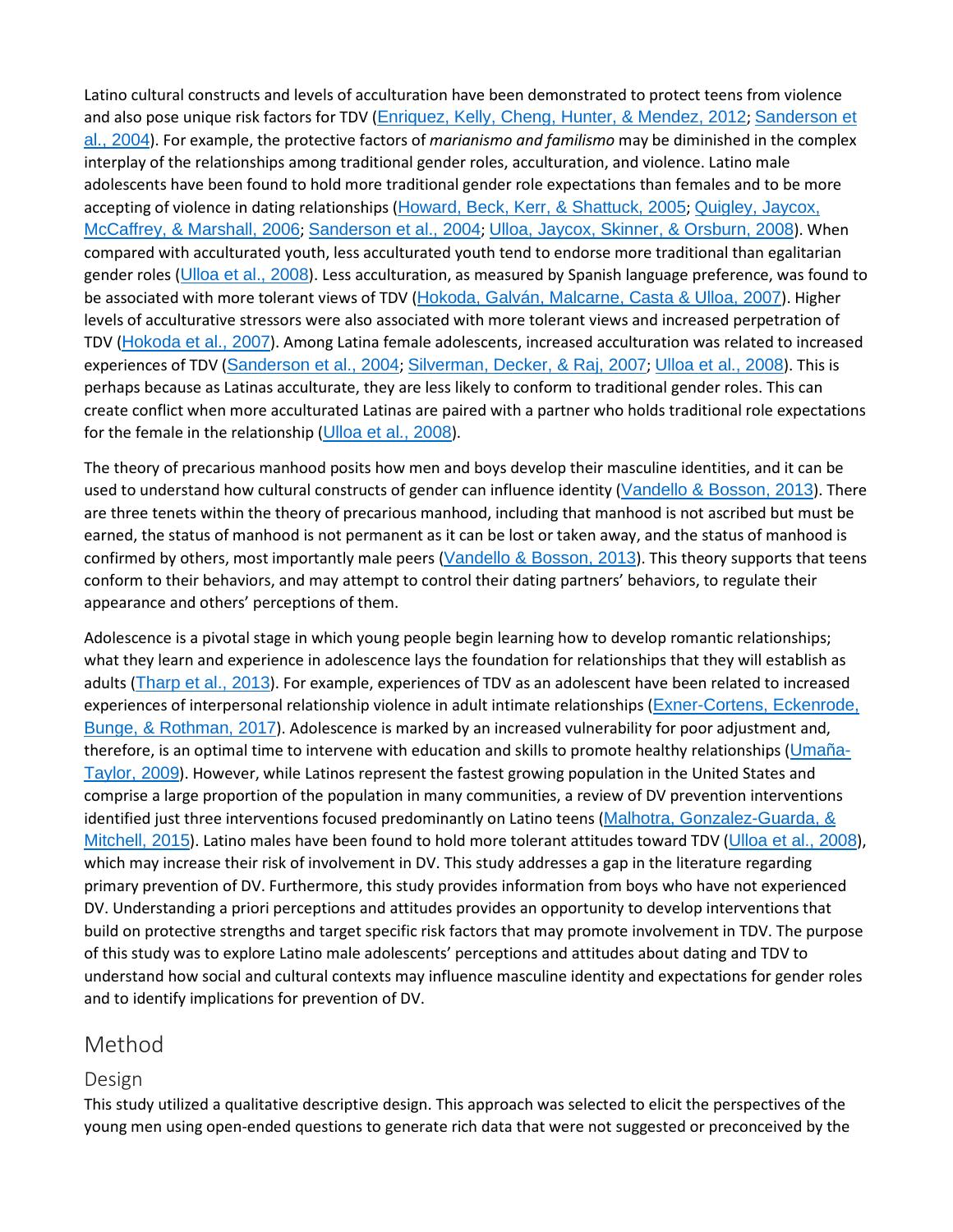Latino cultural constructs and levels of acculturation have been demonstrated to protect teens from violence and also pose unique risk factors for TDV (Enriquez, Kelly, Cheng, Hunter, & Mendez, 2012; Sanderson et al., 2004). For example, the protective factors of *marianismo and familismo* may be diminished in the complex interplay of the relationships among traditional gender roles, acculturation, and violence. Latino male adolescents have been found to hold more traditional gender role expectations than females and to be more accepting of violence in dating relationships (Howard, Beck, Kerr, & Shattuck, 2005; Quigley, Jaycox, McCaffrey, & Marshall, 2006; Sanderson et al., 2004; Ulloa, Jaycox, Skinner, & Orsburn, 2008). When compared with acculturated youth, less acculturated youth tend to endorse more traditional than egalitarian gender roles (Ulloa et al., 2008). Less acculturation, as measured by Spanish language preference, was found to be associated with more tolerant views of TDV (Hokoda, Galván, Malcarne, Casta & Ulloa, 2007). Higher levels of acculturative stressors were also associated with more tolerant views and increased perpetration of TDV (Hokoda et al., 2007). Among Latina female adolescents, increased acculturation was related to increased experiences of TDV (Sanderson et al., 2004; Silverman, Decker, & Raj, 2007; Ulloa et al., 2008). This is perhaps because as Latinas acculturate, they are less likely to conform to traditional gender roles. This can create conflict when more acculturated Latinas are paired with a partner who holds traditional role expectations for the female in the relationship (Ulloa et al., 2008).

The theory of precarious manhood posits how men and boys develop their masculine identities, and it can be used to understand how cultural constructs of gender can influence identity (Vandello & Bosson, 2013). There are three tenets within the theory of precarious manhood, including that manhood is not ascribed but must be earned, the status of manhood is not permanent as it can be lost or taken away, and the status of manhood is confirmed by others, most importantly male peers (Vandello & Bosson, 2013). This theory supports that teens conform to their behaviors, and may attempt to control their dating partners' behaviors, to regulate their appearance and others' perceptions of them.

Adolescence is a pivotal stage in which young people begin learning how to develop romantic relationships; what they learn and experience in adolescence lays the foundation for relationships that they will establish as adults (Tharp et al., 2013). For example, experiences of TDV as an adolescent have been related to increased experiences of interpersonal relationship violence in adult intimate relationships (Exner-Cortens, Eckenrode, Bunge, & Rothman, 2017). Adolescence is marked by an increased vulnerability for poor adjustment and, therefore, is an optimal time to intervene with education and skills to promote healthy relationships (Umaña-Taylor, 2009). However, while Latinos represent the fastest growing population in the United States and comprise a large proportion of the population in many communities, a review of DV prevention interventions identified just three interventions focused predominantly on Latino teens (Malhotra, Gonzalez-Guarda, & Mitchell, 2015). Latino males have been found to hold more tolerant attitudes toward TDV (Ulloa et al., 2008), which may increase their risk of involvement in DV. This study addresses a gap in the literature regarding primary prevention of DV. Furthermore, this study provides information from boys who have not experienced DV. Understanding a priori perceptions and attitudes provides an opportunity to develop interventions that build on protective strengths and target specific risk factors that may promote involvement in TDV. The purpose of this study was to explore Latino male adolescents' perceptions and attitudes about dating and TDV to understand how social and cultural contexts may influence masculine identity and expectations for gender roles and to identify implications for prevention of DV.

## Method

### Design

This study utilized a qualitative descriptive design. This approach was selected to elicit the perspectives of the young men using open-ended questions to generate rich data that were not suggested or preconceived by the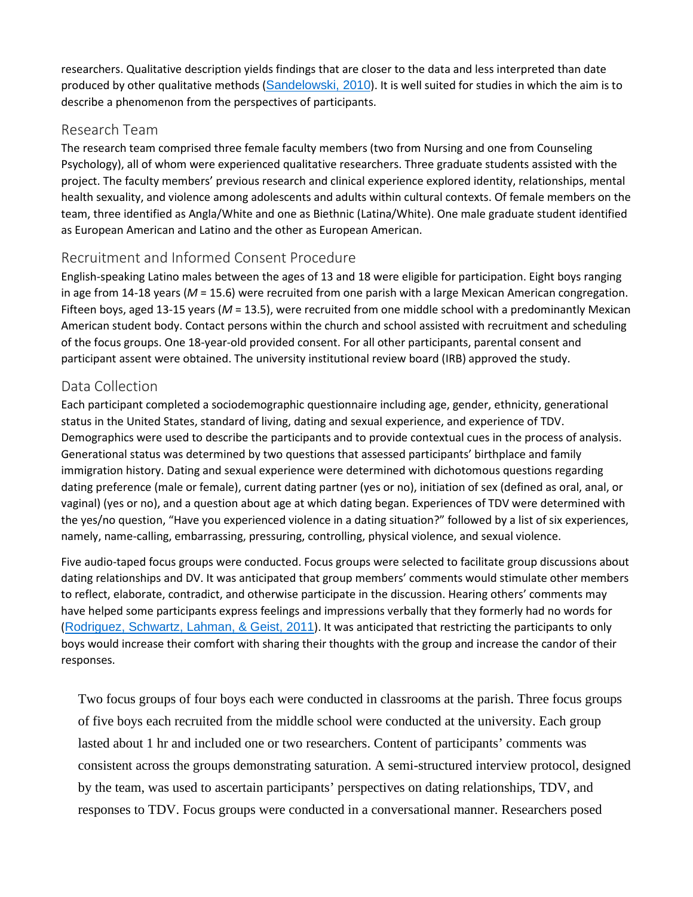researchers. Qualitative description yields findings that are closer to the data and less interpreted than date produced by other qualitative methods (Sandelowski, 2010). It is well suited for studies in which the aim is to describe a phenomenon from the perspectives of participants.

## Research Team

The research team comprised three female faculty members (two from Nursing and one from Counseling Psychology), all of whom were experienced qualitative researchers. Three graduate students assisted with the project. The faculty members' previous research and clinical experience explored identity, relationships, mental health sexuality, and violence among adolescents and adults within cultural contexts. Of female members on the team, three identified as Angla/White and one as Biethnic (Latina/White). One male graduate student identified as European American and Latino and the other as European American.

## Recruitment and Informed Consent Procedure

English-speaking Latino males between the ages of 13 and 18 were eligible for participation. Eight boys ranging in age from 14-18 years (*M* = 15.6) were recruited from one parish with a large Mexican American congregation. Fifteen boys, aged 13-15 years (*M* = 13.5), were recruited from one middle school with a predominantly Mexican American student body. Contact persons within the church and school assisted with recruitment and scheduling of the focus groups. One 18-year-old provided consent. For all other participants, parental consent and participant assent were obtained. The university institutional review board (IRB) approved the study.

## Data Collection

Each participant completed a sociodemographic questionnaire including age, gender, ethnicity, generational status in the United States, standard of living, dating and sexual experience, and experience of TDV. Demographics were used to describe the participants and to provide contextual cues in the process of analysis. Generational status was determined by two questions that assessed participants' birthplace and family immigration history. Dating and sexual experience were determined with dichotomous questions regarding dating preference (male or female), current dating partner (yes or no), initiation of sex (defined as oral, anal, or vaginal) (yes or no), and a question about age at which dating began. Experiences of TDV were determined with the yes/no question, "Have you experienced violence in a dating situation?" followed by a list of six experiences, namely, name-calling, embarrassing, pressuring, controlling, physical violence, and sexual violence.

Five audio-taped focus groups were conducted. Focus groups were selected to facilitate group discussions about dating relationships and DV. It was anticipated that group members' comments would stimulate other members to reflect, elaborate, contradict, and otherwise participate in the discussion. Hearing others' comments may have helped some participants express feelings and impressions verbally that they formerly had no words for (Rodriguez, Schwartz, Lahman, & Geist, 2011). It was anticipated that restricting the participants to only boys would increase their comfort with sharing their thoughts with the group and increase the candor of their responses.

Two focus groups of four boys each were conducted in classrooms at the parish. Three focus groups of five boys each recruited from the middle school were conducted at the university. Each group lasted about 1 hr and included one or two researchers. Content of participants' comments was consistent across the groups demonstrating saturation. A semi-structured interview protocol, designed by the team, was used to ascertain participants' perspectives on dating relationships, TDV, and responses to TDV. Focus groups were conducted in a conversational manner. Researchers posed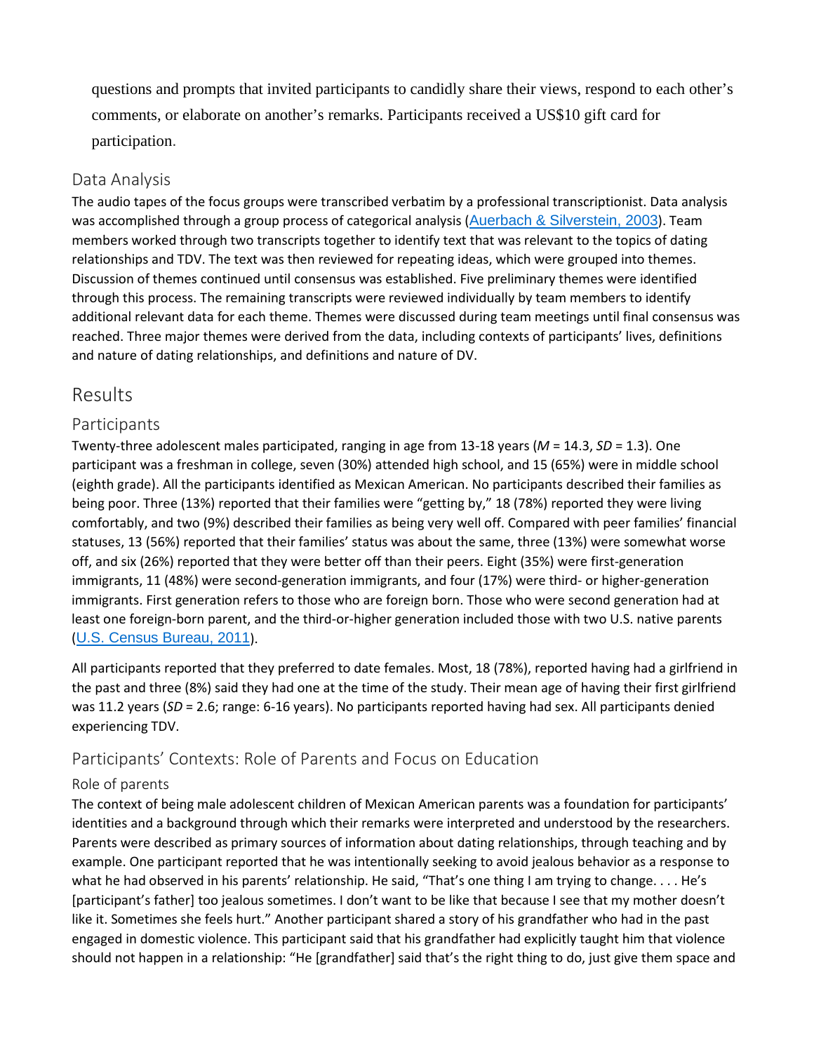questions and prompts that invited participants to candidly share their views, respond to each other's comments, or elaborate on another's remarks. Participants received a US$10 gift card for participation.

## Data Analysis

The audio tapes of the focus groups were transcribed verbatim by a professional transcriptionist. Data analysis was accomplished through a group process of categorical analysis (Auerbach & Silverstein, 2003). Team members worked through two transcripts together to identify text that was relevant to the topics of dating relationships and TDV. The text was then reviewed for repeating ideas, which were grouped into themes. Discussion of themes continued until consensus was established. Five preliminary themes were identified through this process. The remaining transcripts were reviewed individually by team members to identify additional relevant data for each theme. Themes were discussed during team meetings until final consensus was reached. Three major themes were derived from the data, including contexts of participants' lives, definitions and nature of dating relationships, and definitions and nature of DV.

# Results

## Participants

Twenty-three adolescent males participated, ranging in age from 13-18 years ($M$ = 14.3, $SD$ = 1.3). One participant was a freshman in college, seven (30%) attended high school, and 15 (65%) were in middle school (eighth grade). All the participants identified as Mexican American. No participants described their families as being poor. Three (13%) reported that their families were "getting by," 18 (78%) reported they were living comfortably, and two (9%) described their families as being very well off. Compared with peer families' financial statuses, 13 (56%) reported that their families' status was about the same, three (13%) were somewhat worse off, and six (26%) reported that they were better off than their peers. Eight (35%) were first-generation immigrants, 11 (48%) were second-generation immigrants, and four (17%) were third- or higher-generation immigrants. First generation refers to those who are foreign born. Those who were second generation had at least one foreign-born parent, and the third-or-higher generation included those with two U.S. native parents (U.S. Census Bureau, 2011).

All participants reported that they preferred to date females. Most, 18 (78%), reported having had a girlfriend in the past and three (8%) said they had one at the time of the study. Their mean age of having their first girlfriend was 11.2 years ($SD$ = 2.6; range: 6-16 years). No participants reported having had sex. All participants denied experiencing TDV.

## Participants' Contexts: Role of Parents and Focus on Education

### Role of parents

The context of being male adolescent children of Mexican American parents was a foundation for participants' identities and a background through which their remarks were interpreted and understood by the researchers. Parents were described as primary sources of information about dating relationships, through teaching and by example. One participant reported that he was intentionally seeking to avoid jealous behavior as a response to what he had observed in his parents' relationship. He said, "That's one thing I am trying to change. . . . He's [participant's father] too jealous sometimes. I don't want to be like that because I see that my mother doesn't like it. Sometimes she feels hurt." Another participant shared a story of his grandfather who had in the past engaged in domestic violence. This participant said that his grandfather had explicitly taught him that violence should not happen in a relationship: "He [grandfather] said that's the right thing to do, just give them space and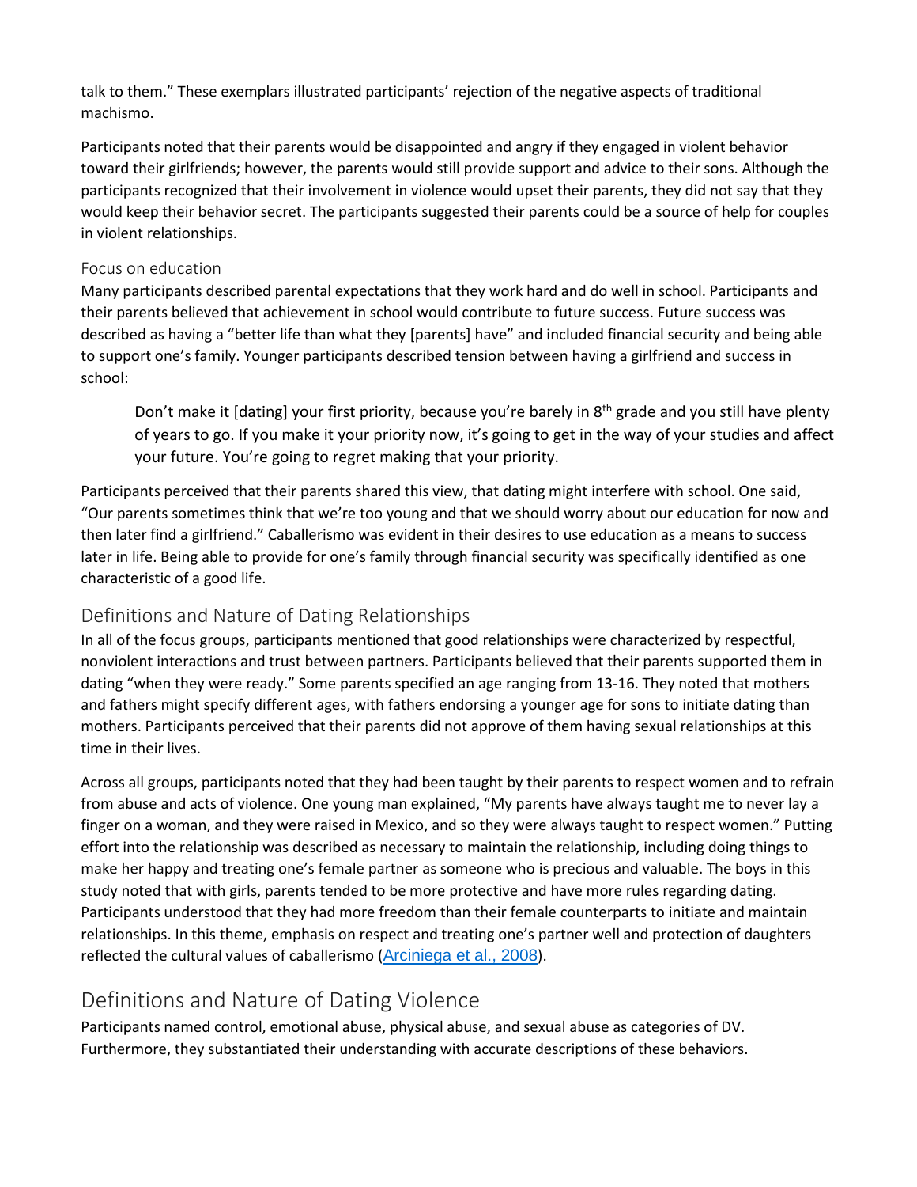talk to them." These exemplars illustrated participants' rejection of the negative aspects of traditional machismo.

Participants noted that their parents would be disappointed and angry if they engaged in violent behavior toward their girlfriends; however, the parents would still provide support and advice to their sons. Although the participants recognized that their involvement in violence would upset their parents, they did not say that they would keep their behavior secret. The participants suggested their parents could be a source of help for couples in violent relationships.

#### Focus on education

Many participants described parental expectations that they work hard and do well in school. Participants and their parents believed that achievement in school would contribute to future success. Future success was described as having a "better life than what they [parents] have" and included financial security and being able to support one's family. Younger participants described tension between having a girlfriend and success in school:

> Don't make it [dating] your first priority, because you're barely in 8th grade and you still have plenty of years to go. If you make it your priority now, it's going to get in the way of your studies and affect your future. You're going to regret making that your priority.

Participants perceived that their parents shared this view, that dating might interfere with school. One said, "Our parents sometimes think that we're too young and that we should worry about our education for now and then later find a girlfriend." Caballerismo was evident in their desires to use education as a means to success later in life. Being able to provide for one's family through financial security was specifically identified as one characteristic of a good life.

### Definitions and Nature of Dating Relationships

In all of the focus groups, participants mentioned that good relationships were characterized by respectful, nonviolent interactions and trust between partners. Participants believed that their parents supported them in dating "when they were ready." Some parents specified an age ranging from 13-16. They noted that mothers and fathers might specify different ages, with fathers endorsing a younger age for sons to initiate dating than mothers. Participants perceived that their parents did not approve of them having sexual relationships at this time in their lives.

Across all groups, participants noted that they had been taught by their parents to respect women and to refrain from abuse and acts of violence. One young man explained, "My parents have always taught me to never lay a finger on a woman, and they were raised in Mexico, and so they were always taught to respect women." Putting effort into the relationship was described as necessary to maintain the relationship, including doing things to make her happy and treating one's female partner as someone who is precious and valuable. The boys in this study noted that with girls, parents tended to be more protective and have more rules regarding dating. Participants understood that they had more freedom than their female counterparts to initiate and maintain relationships. In this theme, emphasis on respect and treating one's partner well and protection of daughters reflected the cultural values of caballerismo (Arciniega et al., 2008).

## Definitions and Nature of Dating Violence

Participants named control, emotional abuse, physical abuse, and sexual abuse as categories of DV. Furthermore, they substantiated their understanding with accurate descriptions of these behaviors.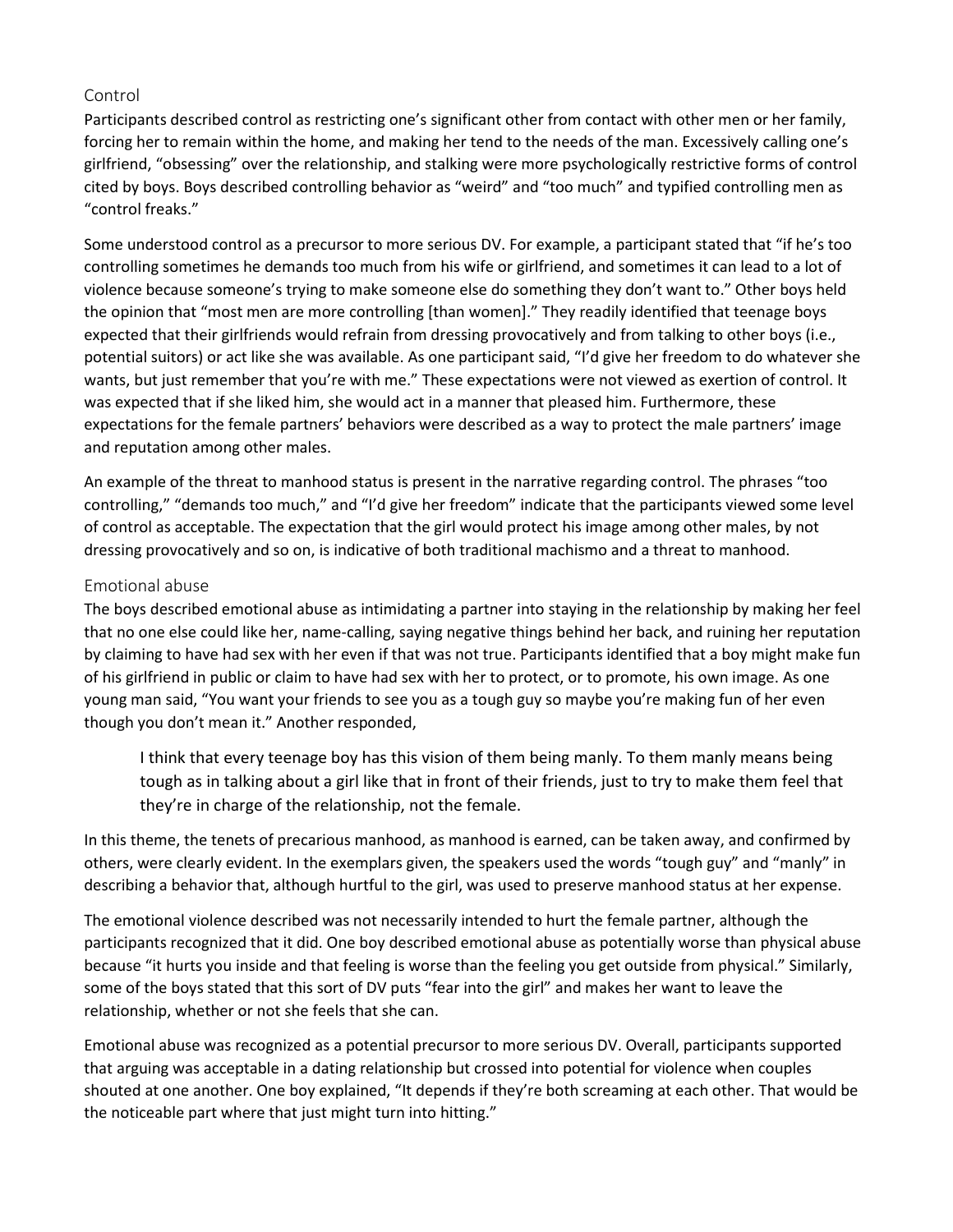### Control

Participants described control as restricting one's significant other from contact with other men or her family, forcing her to remain within the home, and making her tend to the needs of the man. Excessively calling one's girlfriend, "obsessing" over the relationship, and stalking were more psychologically restrictive forms of control cited by boys. Boys described controlling behavior as "weird" and "too much" and typified controlling men as "control freaks."

Some understood control as a precursor to more serious DV. For example, a participant stated that "if he's too controlling sometimes he demands too much from his wife or girlfriend, and sometimes it can lead to a lot of violence because someone's trying to make someone else do something they don't want to." Other boys held the opinion that "most men are more controlling [than women]." They readily identified that teenage boys expected that their girlfriends would refrain from dressing provocatively and from talking to other boys (i.e., potential suitors) or act like she was available. As one participant said, "I'd give her freedom to do whatever she wants, but just remember that you're with me." These expectations were not viewed as exertion of control. It was expected that if she liked him, she would act in a manner that pleased him. Furthermore, these expectations for the female partners' behaviors were described as a way to protect the male partners' image and reputation among other males.

An example of the threat to manhood status is present in the narrative regarding control. The phrases "too controlling," "demands too much," and "I'd give her freedom" indicate that the participants viewed some level of control as acceptable. The expectation that the girl would protect his image among other males, by not dressing provocatively and so on, is indicative of both traditional machismo and a threat to manhood.

### Emotional abuse

The boys described emotional abuse as intimidating a partner into staying in the relationship by making her feel that no one else could like her, name-calling, saying negative things behind her back, and ruining her reputation by claiming to have had sex with her even if that was not true. Participants identified that a boy might make fun of his girlfriend in public or claim to have had sex with her to protect, or to promote, his own image. As one young man said, "You want your friends to see you as a tough guy so maybe you're making fun of her even though you don't mean it." Another responded,

> I think that every teenage boy has this vision of them being manly. To them manly means being tough as in talking about a girl like that in front of their friends, just to try to make them feel that they're in charge of the relationship, not the female.

In this theme, the tenets of precarious manhood, as manhood is earned, can be taken away, and confirmed by others, were clearly evident. In the exemplars given, the speakers used the words "tough guy" and "manly" in describing a behavior that, although hurtful to the girl, was used to preserve manhood status at her expense.

The emotional violence described was not necessarily intended to hurt the female partner, although the participants recognized that it did. One boy described emotional abuse as potentially worse than physical abuse because "it hurts you inside and that feeling is worse than the feeling you get outside from physical." Similarly, some of the boys stated that this sort of DV puts "fear into the girl" and makes her want to leave the relationship, whether or not she feels that she can.

Emotional abuse was recognized as a potential precursor to more serious DV. Overall, participants supported that arguing was acceptable in a dating relationship but crossed into potential for violence when couples shouted at one another. One boy explained, "It depends if they're both screaming at each other. That would be the noticeable part where that just might turn into hitting."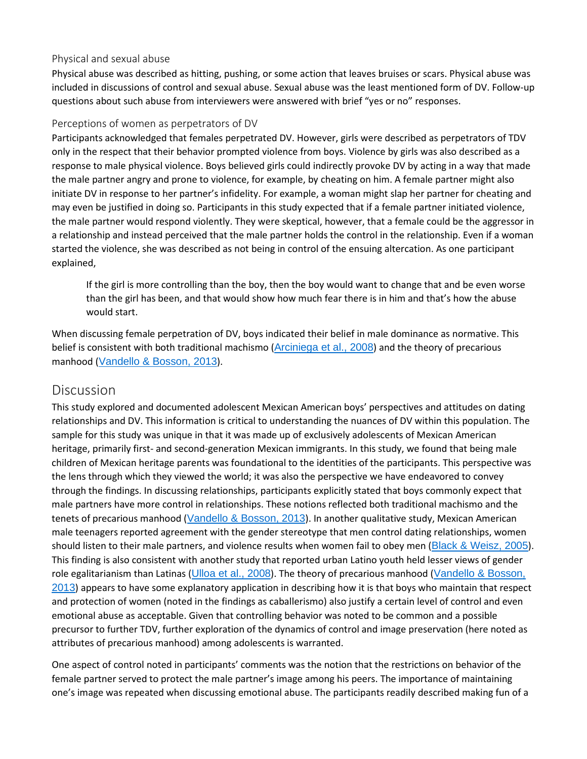### Physical and sexual abuse

Physical abuse was described as hitting, pushing, or some action that leaves bruises or scars. Physical abuse was included in discussions of control and sexual abuse. Sexual abuse was the least mentioned form of DV. Follow-up questions about such abuse from interviewers were answered with brief "yes or no" responses.

### Perceptions of women as perpetrators of DV

Participants acknowledged that females perpetrated DV. However, girls were described as perpetrators of TDV only in the respect that their behavior prompted violence from boys. Violence by girls was also described as a response to male physical violence. Boys believed girls could indirectly provoke DV by acting in a way that made the male partner angry and prone to violence, for example, by cheating on him. A female partner might also initiate DV in response to her partner's infidelity. For example, a woman might slap her partner for cheating and may even be justified in doing so. Participants in this study expected that if a female partner initiated violence, the male partner would respond violently. They were skeptical, however, that a female could be the aggressor in a relationship and instead perceived that the male partner holds the control in the relationship. Even if a woman started the violence, she was described as not being in control of the ensuing altercation. As one participant explained,

> If the girl is more controlling than the boy, then the boy would want to change that and be even worse than the girl has been, and that would show how much fear there is in him and that's how the abuse would start.

When discussing female perpetration of DV, boys indicated their belief in male dominance as normative. This belief is consistent with both traditional machismo (Arciniega et al., 2008) and the theory of precarious manhood (Vandello & Bosson, 2013).

## Discussion

This study explored and documented adolescent Mexican American boys' perspectives and attitudes on dating relationships and DV. This information is critical to understanding the nuances of DV within this population. The sample for this study was unique in that it was made up of exclusively adolescents of Mexican American heritage, primarily first- and second-generation Mexican immigrants. In this study, we found that being male children of Mexican heritage parents was foundational to the identities of the participants. This perspective was the lens through which they viewed the world; it was also the perspective we have endeavored to convey through the findings. In discussing relationships, participants explicitly stated that boys commonly expect that male partners have more control in relationships. These notions reflected both traditional machismo and the tenets of precarious manhood (Vandello & Bosson, 2013). In another qualitative study, Mexican American male teenagers reported agreement with the gender stereotype that men control dating relationships, women should listen to their male partners, and violence results when women fail to obey men (Black & Weisz, 2005). This finding is also consistent with another study that reported urban Latino youth held lesser views of gender role egalitarianism than Latinas (Ulloa et al., 2008). The theory of precarious manhood (Vandello & Bosson, 2013) appears to have some explanatory application in describing how it is that boys who maintain that respect and protection of women (noted in the findings as caballerismo) also justify a certain level of control and even emotional abuse as acceptable. Given that controlling behavior was noted to be common and a possible precursor to further TDV, further exploration of the dynamics of control and image preservation (here noted as attributes of precarious manhood) among adolescents is warranted.

One aspect of control noted in participants' comments was the notion that the restrictions on behavior of the female partner served to protect the male partner's image among his peers. The importance of maintaining one's image was repeated when discussing emotional abuse. The participants readily described making fun of a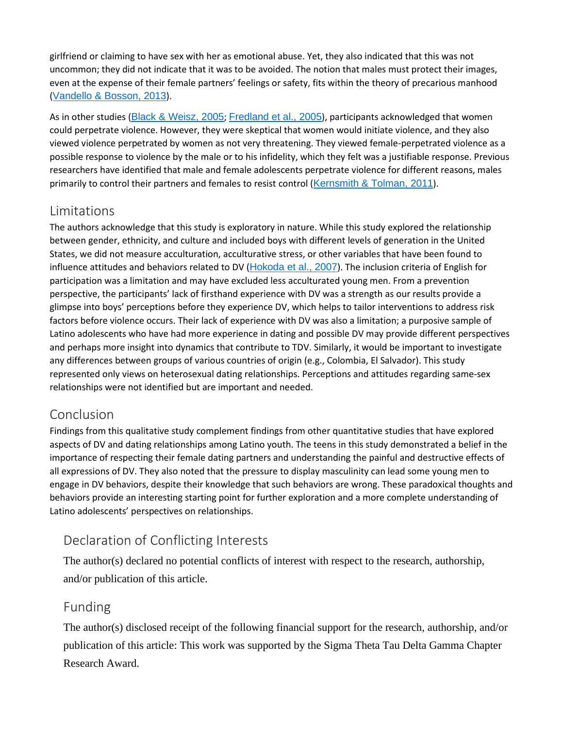girlfriend or claiming to have sex with her as emotional abuse. Yet, they also indicated that this was not uncommon; they did not indicate that it was to be avoided. The notion that males must protect their images, even at the expense of their female partners' feelings or safety, fits within the theory of precarious manhood (Vandello & Bosson, 2013).

As in other studies (Black & Weisz, 2005; Fredland et al., 2005), participants acknowledged that women could perpetrate violence. However, they were skeptical that women would initiate violence, and they also viewed violence perpetrated by women as not very threatening. They viewed female-perpetrated violence as a possible response to violence by the male or to his infidelity, which they felt was a justifiable response. Previous researchers have identified that male and female adolescents perpetrate violence for different reasons, males primarily to control their partners and females to resist control (Kernsmith & Tolman, 2011).

## Limitations

The authors acknowledge that this study is exploratory in nature. While this study explored the relationship between gender, ethnicity, and culture and included boys with different levels of generation in the United States, we did not measure acculturation, acculturative stress, or other variables that have been found to influence attitudes and behaviors related to DV (Hokoda et al., 2007). The inclusion criteria of English for participation was a limitation and may have excluded less acculturated young men. From a prevention perspective, the participants' lack of firsthand experience with DV was a strength as our results provide a glimpse into boys' perceptions before they experience DV, which helps to tailor interventions to address risk factors before violence occurs. Their lack of experience with DV was also a limitation; a purposive sample of Latino adolescents who have had more experience in dating and possible DV may provide different perspectives and perhaps more insight into dynamics that contribute to TDV. Similarly, it would be important to investigate any differences between groups of various countries of origin (e.g., Colombia, El Salvador). This study represented only views on heterosexual dating relationships. Perceptions and attitudes regarding same-sex relationships were not identified but are important and needed.

## Conclusion

Findings from this qualitative study complement findings from other quantitative studies that have explored aspects of DV and dating relationships among Latino youth. The teens in this study demonstrated a belief in the importance of respecting their female dating partners and understanding the painful and destructive effects of all expressions of DV. They also noted that the pressure to display masculinity can lead some young men to engage in DV behaviors, despite their knowledge that such behaviors are wrong. These paradoxical thoughts and behaviors provide an interesting starting point for further exploration and a more complete understanding of Latino adolescents' perspectives on relationships.

## Declaration of Conflicting Interests

The author(s) declared no potential conflicts of interest with respect to the research, authorship, and/or publication of this article.

## Funding

The author(s) disclosed receipt of the following financial support for the research, authorship, and/or publication of this article: This work was supported by the Sigma Theta Tau Delta Gamma Chapter Research Award.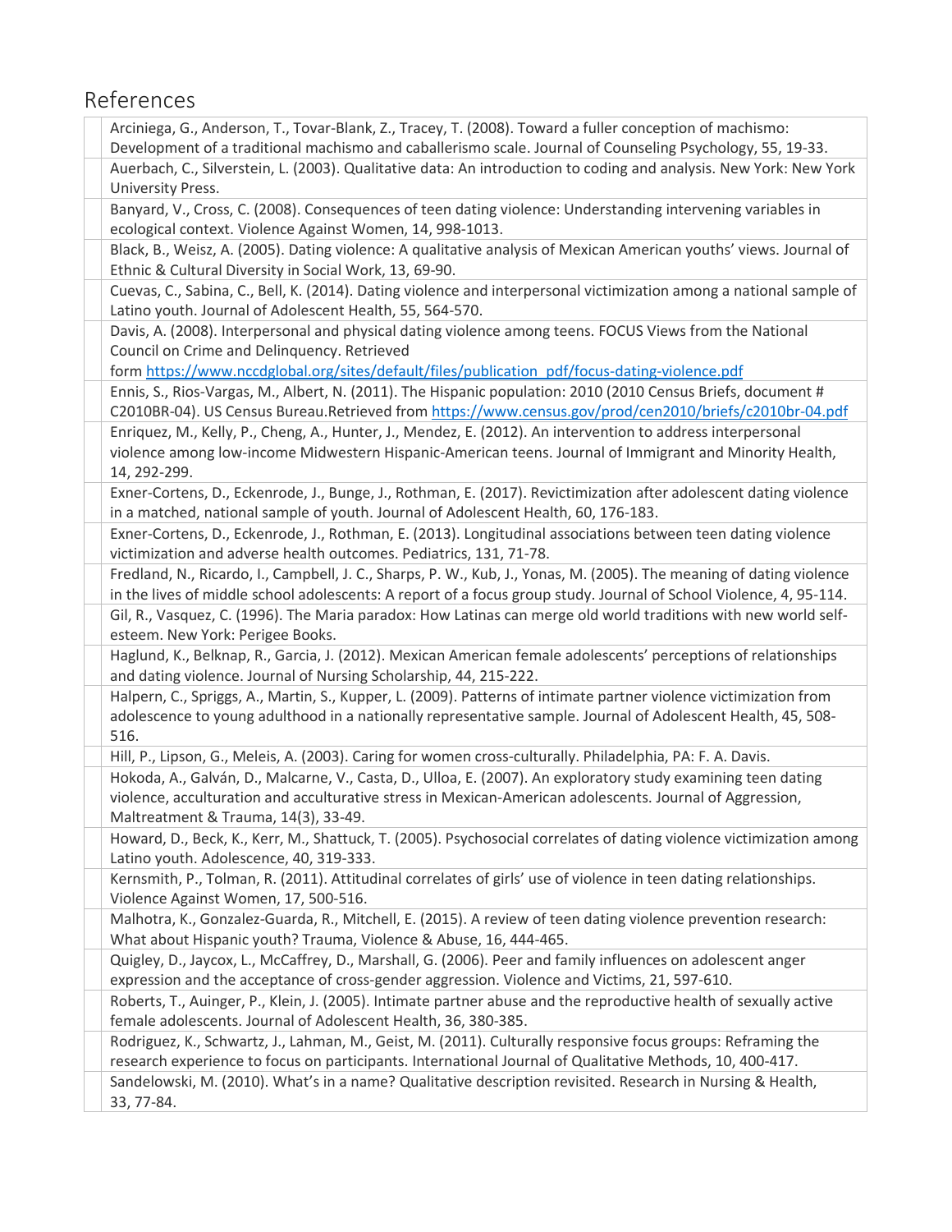## References

Arciniega, G., Anderson, T., Tovar-Blank, Z., Tracey, T. (2008). Toward a fuller conception of machismo: Development of a traditional machismo and caballerismo scale. Journal of Counseling Psychology, 55, 19-33.

Auerbach, C., Silverstein, L. (2003). Qualitative data: An introduction to coding and analysis. New York: New York University Press.

Banyard, V., Cross, C. (2008). Consequences of teen dating violence: Understanding intervening variables in ecological context. Violence Against Women, 14, 998-1013.

Black, B., Weisz, A. (2005). Dating violence: A qualitative analysis of Mexican American youths' views. Journal of Ethnic & Cultural Diversity in Social Work, 13, 69-90.

Cuevas, C., Sabina, C., Bell, K. (2014). Dating violence and interpersonal victimization among a national sample of Latino youth. Journal of Adolescent Health, 55, 564-570.

Davis, A. (2008). Interpersonal and physical dating violence among teens. FOCUS Views from the National Council on Crime and Delinquency. Retrieved form https://www.nccdglobal.org/sites/default/files/publication_pdf/focus-dating-violence.pdf

Ennis, S., Rios-Vargas, M., Albert, N. (2011). The Hispanic population: 2010 (2010 Census Briefs, document # C2010BR-04). US Census Bureau.Retrieved from https://www.census.gov/prod/cen2010/briefs/c2010br-04.pdf

Enriquez, M., Kelly, P., Cheng, A., Hunter, J., Mendez, E. (2012). An intervention to address interpersonal violence among low-income Midwestern Hispanic-American teens. Journal of Immigrant and Minority Health, 14, 292-299.

Exner-Cortens, D., Eckenrode, J., Bunge, J., Rothman, E. (2017). Revictimization after adolescent dating violence in a matched, national sample of youth. Journal of Adolescent Health, 60, 176-183.

Exner-Cortens, D., Eckenrode, J., Rothman, E. (2013). Longitudinal associations between teen dating violence victimization and adverse health outcomes. Pediatrics, 131, 71-78.

Fredland, N., Ricardo, I., Campbell, J. C., Sharps, P. W., Kub, J., Yonas, M. (2005). The meaning of dating violence in the lives of middle school adolescents: A report of a focus group study. Journal of School Violence, 4, 95-114.

Gil, R., Vasquez, C. (1996). The Maria paradox: How Latinas can merge old world traditions with new world self-esteem. New York: Perigee Books.

Haglund, K., Belknap, R., Garcia, J. (2012). Mexican American female adolescents' perceptions of relationships and dating violence. Journal of Nursing Scholarship, 44, 215-222.

Halpern, C., Spriggs, A., Martin, S., Kupper, L. (2009). Patterns of intimate partner violence victimization from adolescence to young adulthood in a nationally representative sample. Journal of Adolescent Health, 45, 508-516.

Hill, P., Lipson, G., Meleis, A. (2003). Caring for women cross-culturally. Philadelphia, PA: F. A. Davis.

Hokoda, A., Galván, D., Malcarne, V., Casta, D., Ulloa, E. (2007). An exploratory study examining teen dating violence, acculturation and acculturative stress in Mexican-American adolescents. Journal of Aggression, Maltreatment & Trauma, 14(3), 33-49.

Howard, D., Beck, K., Kerr, M., Shattuck, T. (2005). Psychosocial correlates of dating violence victimization among Latino youth. Adolescence, 40, 319-333.

Kernsmith, P., Tolman, R. (2011). Attitudinal correlates of girls' use of violence in teen dating relationships. Violence Against Women, 17, 500-516.

Malhotra, K., Gonzalez-Guarda, R., Mitchell, E. (2015). A review of teen dating violence prevention research: What about Hispanic youth? Trauma, Violence & Abuse, 16, 444-465.

Quigley, D., Jaycox, L., McCaffrey, D., Marshall, G. (2006). Peer and family influences on adolescent anger expression and the acceptance of cross-gender aggression. Violence and Victims, 21, 597-610.

Roberts, T., Auinger, P., Klein, J. (2005). Intimate partner abuse and the reproductive health of sexually active female adolescents. Journal of Adolescent Health, 36, 380-385.

Rodriguez, K., Schwartz, J., Lahman, M., Geist, M. (2011). Culturally responsive focus groups: Reframing the research experience to focus on participants. International Journal of Qualitative Methods, 10, 400-417.

Sandelowski, M. (2010). What's in a name? Qualitative description revisited. Research in Nursing & Health, 33, 77-84.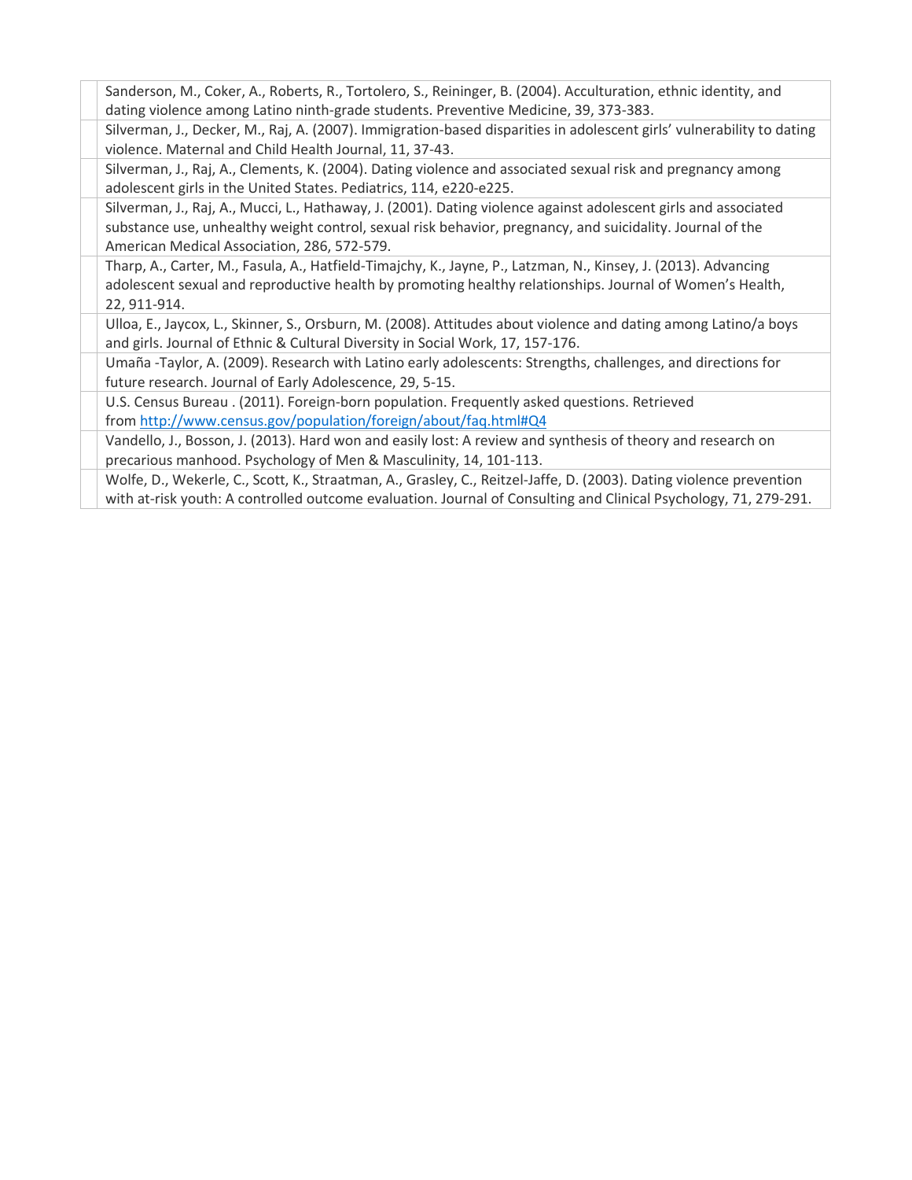| | |
|---|---|
| | Sanderson, M., Coker, A., Roberts, R., Tortolero, S., Reininger, B. (2004). Acculturation, ethnic identity, and dating violence among Latino ninth-grade students. Preventive Medicine, 39, 373-383. |
| | Silverman, J., Decker, M., Raj, A. (2007). Immigration-based disparities in adolescent girls' vulnerability to dating violence. Maternal and Child Health Journal, 11, 37-43. |
| | Silverman, J., Raj, A., Clements, K. (2004). Dating violence and associated sexual risk and pregnancy among adolescent girls in the United States. Pediatrics, 114, e220-e225. |
| | Silverman, J., Raj, A., Mucci, L., Hathaway, J. (2001). Dating violence against adolescent girls and associated substance use, unhealthy weight control, sexual risk behavior, pregnancy, and suicidality. Journal of the American Medical Association, 286, 572-579. |
| | Tharp, A., Carter, M., Fasula, A., Hatfield-Timajchy, K., Jayne, P., Latzman, N., Kinsey, J. (2013). Advancing adolescent sexual and reproductive health by promoting healthy relationships. Journal of Women's Health, 22, 911-914. |
| | Ulloa, E., Jaycox, L., Skinner, S., Orsburn, M. (2008). Attitudes about violence and dating among Latino/a boys and girls. Journal of Ethnic & Cultural Diversity in Social Work, 17, 157-176. |
| | Umaña -Taylor, A. (2009). Research with Latino early adolescents: Strengths, challenges, and directions for future research. Journal of Early Adolescence, 29, 5-15. |
| | U.S. Census Bureau . (2011). Foreign-born population. Frequently asked questions. Retrieved from http://www.census.gov/population/foreign/about/faq.html#Q4 |
| | Vandello, J., Bosson, J. (2013). Hard won and easily lost: A review and synthesis of theory and research on precarious manhood. Psychology of Men & Masculinity, 14, 101-113. |
| | Wolfe, D., Wekerle, C., Scott, K., Straatman, A., Grasley, C., Reitzel-Jaffe, D. (2003). Dating violence prevention with at-risk youth: A controlled outcome evaluation. Journal of Consulting and Clinical Psychology, 71, 279-291. |